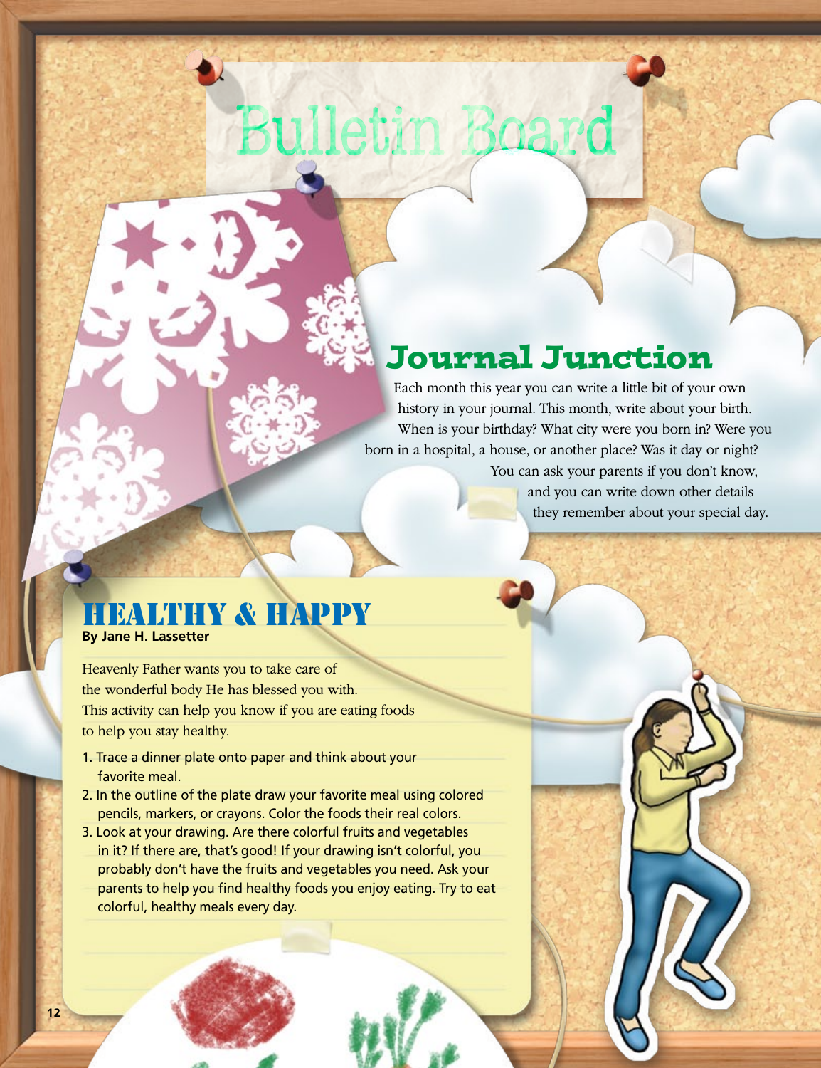# Bulletin Board

## Journal Junction

Each month this year you can write a little bit of your own history in your journal. This month, write about your birth. When is your birthday? What city were you born in? Were you born in a hospital, a house, or another place? Was it day or night? You can ask your parents if you don't know, and you can write down other details they remember about your special day.

## HEALTHY & HAPPY

**By Jane H. Lassetter**

Heavenly Father wants you to take care of the wonderful body He has blessed you with. This activity can help you know if you are eating foods to help you stay healthy.

1. Trace a dinner plate onto paper and think about your favorite meal.
2. In the outline of the plate draw your favorite meal using colored pencils, markers, or crayons. Color the foods their real colors.
3. Look at your drawing. Are there colorful fruits and vegetables in it? If there are, that's good! If your drawing isn't colorful, you probably don't have the fruits and vegetables you need. Ask your parents to help you find healthy foods you enjoy eating. Try to eat colorful, healthy meals every day.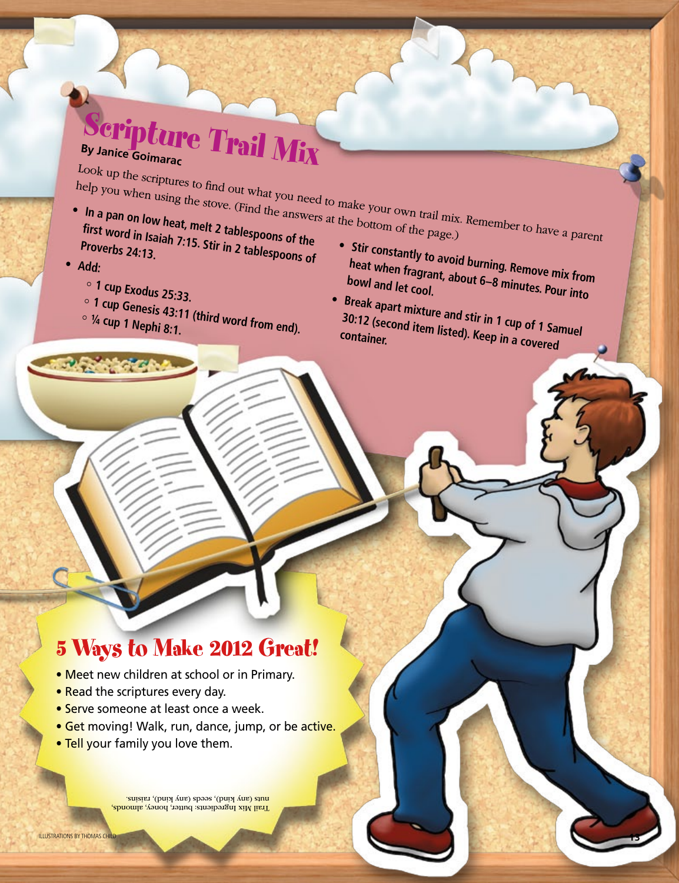# Scripture Trail Mix

**By Janice Goimarac**

Look up the scriptures to find out what you need to make your own trail mix. Remember to have a parent help you when using the stove. (Find the answers at the bottom of the page.)

- **In a pan on low heat, melt 2 tablespoons of the first word in Isaiah 7:15. Stir in 2 tablespoons of Proverbs 24:13.**
- **Add:**
  - **1 cup Exodus 25:33.**
  - **1 cup Genesis 43:11 (third word from end).**
  - **¼ cup 1 Nephi 8:1.**
- **Stir constantly to avoid burning. Remove mix from heat when fragrant, about 6–8 minutes. Pour into bowl and let cool.**
- **Break apart mixture and stir in 1 cup of 1 Samuel 30:12 (second item listed). Keep in a covered container.**

## 5 Ways to Make 2012 Great!

- Meet new children at school or in Primary.
- Read the scriptures every day.
- Serve someone at least once a week.
- Get moving! Walk, run, dance, jump, or be active.
- Tell your family you love them.

Trail Mix Ingredients: butter, honey, almonds, nuts (any kind), seeds (any kind), raisins.

ILLUSTRATIONS BY THOMAS CHILD